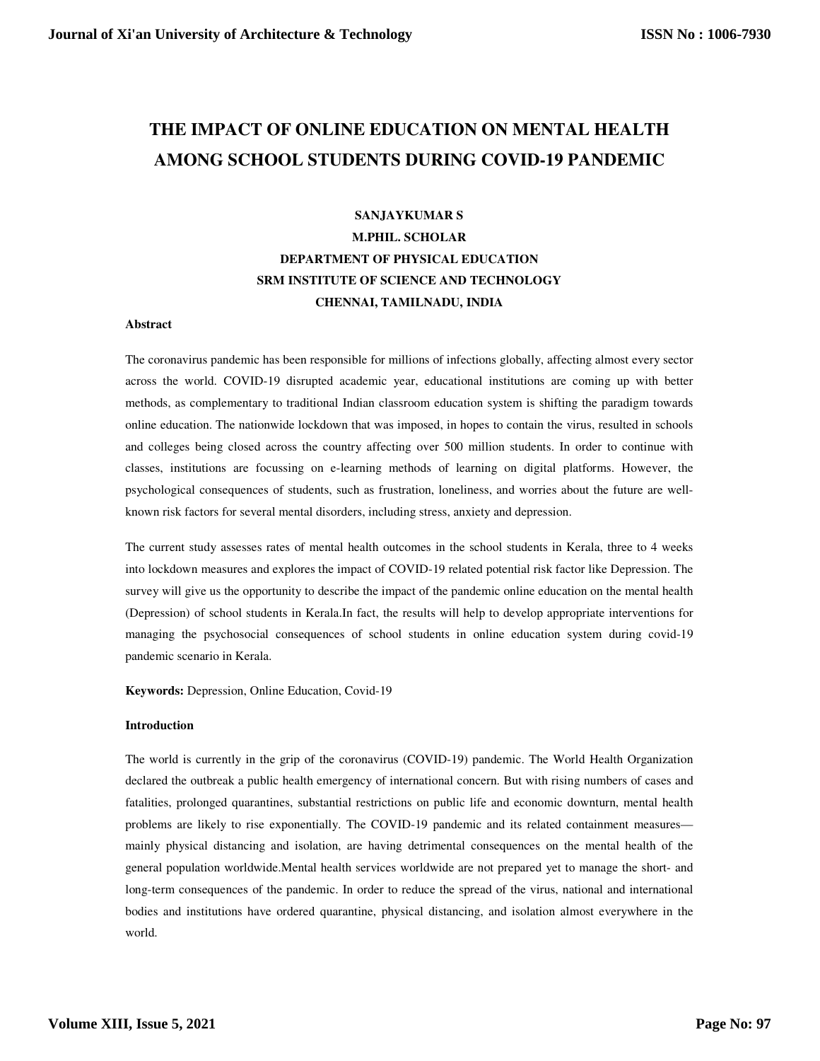# THE IMPACT OF ONLINE EDUCATION ON MENTAL HEALTH AMONG SCHOOL STUDENTS DURING COVID-19 PANDEMIC

**SANJAYKUMAR S**
**M.PHIL. SCHOLAR**
**DEPARTMENT OF PHYSICAL EDUCATION**
**SRM INSTITUTE OF SCIENCE AND TECHNOLOGY**
**CHENNAI, TAMILNADU, INDIA**

**Abstract**

The coronavirus pandemic has been responsible for millions of infections globally, affecting almost every sector across the world. COVID-19 disrupted academic year, educational institutions are coming up with better methods, as complementary to traditional Indian classroom education system is shifting the paradigm towards online education. The nationwide lockdown that was imposed, in hopes to contain the virus, resulted in schools and colleges being closed across the country affecting over 500 million students. In order to continue with classes, institutions are focussing on e-learning methods of learning on digital platforms. However, the psychological consequences of students, such as frustration, loneliness, and worries about the future are well-known risk factors for several mental disorders, including stress, anxiety and depression.

The current study assesses rates of mental health outcomes in the school students in Kerala, three to 4 weeks into lockdown measures and explores the impact of COVID-19 related potential risk factor like Depression. The survey will give us the opportunity to describe the impact of the pandemic online education on the mental health (Depression) of school students in Kerala.In fact, the results will help to develop appropriate interventions for managing the psychosocial consequences of school students in online education system during covid-19 pandemic scenario in Kerala.

**Keywords:** Depression, Online Education, Covid-19

**Introduction**

The world is currently in the grip of the coronavirus (COVID-19) pandemic. The World Health Organization declared the outbreak a public health emergency of international concern. But with rising numbers of cases and fatalities, prolonged quarantines, substantial restrictions on public life and economic downturn, mental health problems are likely to rise exponentially. The COVID-19 pandemic and its related containment measures—mainly physical distancing and isolation, are having detrimental consequences on the mental health of the general population worldwide.Mental health services worldwide are not prepared yet to manage the short- and long-term consequences of the pandemic. In order to reduce the spread of the virus, national and international bodies and institutions have ordered quarantine, physical distancing, and isolation almost everywhere in the world.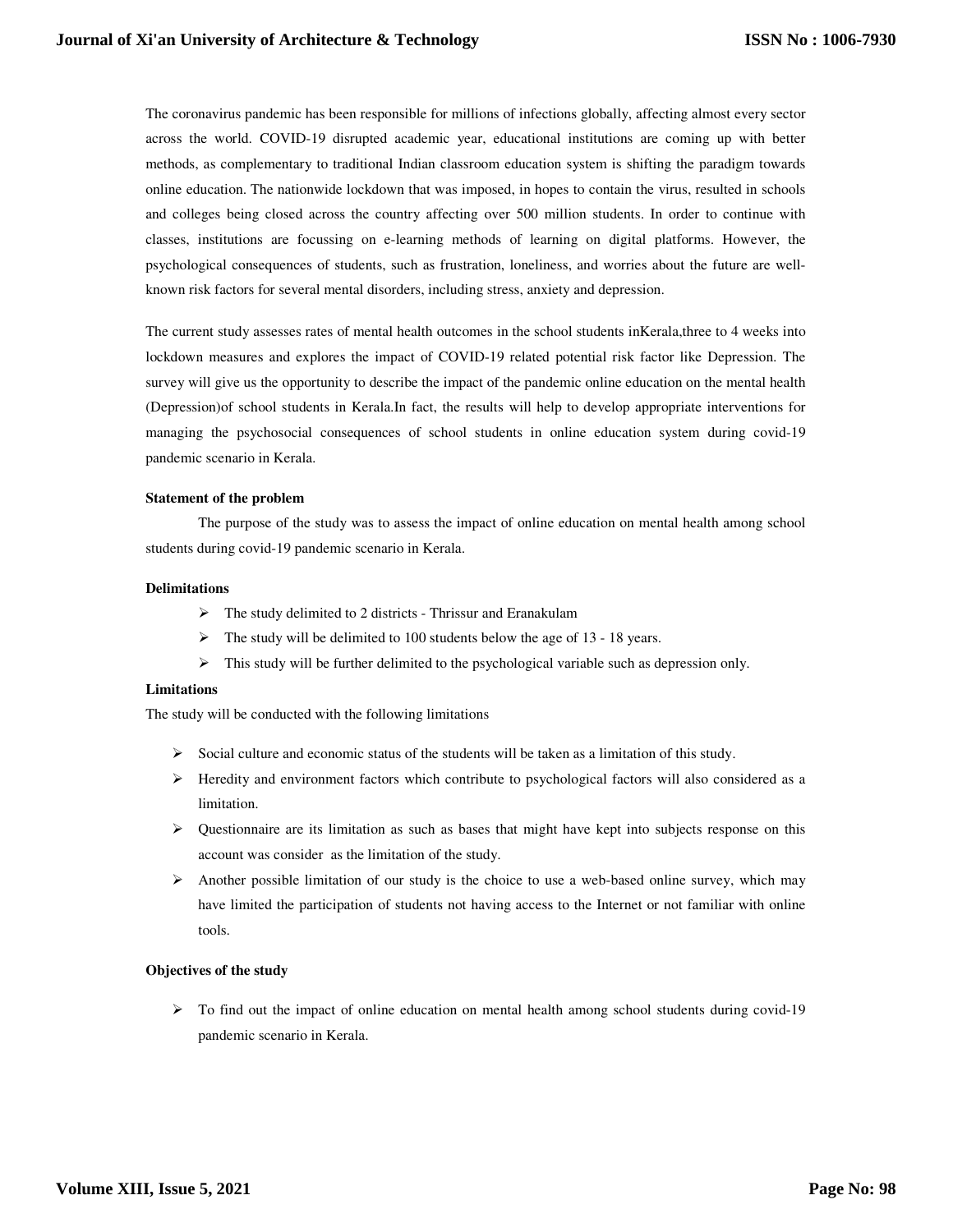The coronavirus pandemic has been responsible for millions of infections globally, affecting almost every sector across the world. COVID-19 disrupted academic year, educational institutions are coming up with better methods, as complementary to traditional Indian classroom education system is shifting the paradigm towards online education. The nationwide lockdown that was imposed, in hopes to contain the virus, resulted in schools and colleges being closed across the country affecting over 500 million students. In order to continue with classes, institutions are focussing on e-learning methods of learning on digital platforms. However, the psychological consequences of students, such as frustration, loneliness, and worries about the future are well-known risk factors for several mental disorders, including stress, anxiety and depression.

The current study assesses rates of mental health outcomes in the school students inKerala,three to 4 weeks into lockdown measures and explores the impact of COVID-19 related potential risk factor like Depression. The survey will give us the opportunity to describe the impact of the pandemic online education on the mental health (Depression)of school students in Kerala.In fact, the results will help to develop appropriate interventions for managing the psychosocial consequences of school students in online education system during covid-19 pandemic scenario in Kerala.

**Statement of the problem**

The purpose of the study was to assess the impact of online education on mental health among school students during covid-19 pandemic scenario in Kerala.

**Delimitations**

- The study delimited to 2 districts - Thrissur and Eranakulam
- The study will be delimited to 100 students below the age of 13 - 18 years.
- This study will be further delimited to the psychological variable such as depression only.

**Limitations**

The study will be conducted with the following limitations

- Social culture and economic status of the students will be taken as a limitation of this study.
- Heredity and environment factors which contribute to psychological factors will also considered as a limitation.
- Questionnaire are its limitation as such as bases that might have kept into subjects response on this account was consider as the limitation of the study.
- Another possible limitation of our study is the choice to use a web-based online survey, which may have limited the participation of students not having access to the Internet or not familiar with online tools.

**Objectives of the study**

- To find out the impact of online education on mental health among school students during covid-19 pandemic scenario in Kerala.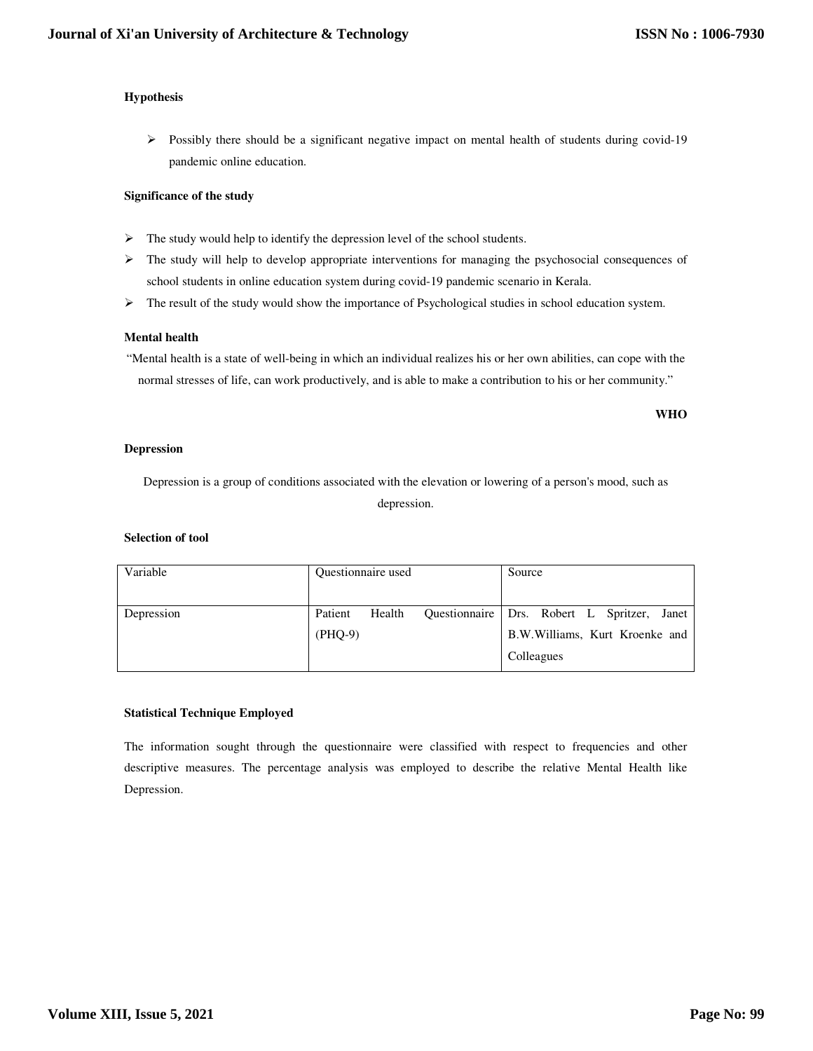**Hypothesis**

- Possibly there should be a significant negative impact on mental health of students during covid-19 pandemic online education.

**Significance of the study**

- The study would help to identify the depression level of the school students.
- The study will help to develop appropriate interventions for managing the psychosocial consequences of school students in online education system during covid-19 pandemic scenario in Kerala.
- The result of the study would show the importance of Psychological studies in school education system.

**Mental health**

"Mental health is a state of well-being in which an individual realizes his or her own abilities, can cope with the normal stresses of life, can work productively, and is able to make a contribution to his or her community."

**WHO**

**Depression**

Depression is a group of conditions associated with the elevation or lowering of a person's mood, such as depression.

**Selection of tool**

| Variable | Questionnaire used | Source |
|---|---|---|
| Depression | Patient Health Questionnaire (PHQ-9) | Drs. Robert L Spritzer, Janet B.W.Williams, Kurt Kroenke and Colleagues |

**Statistical Technique Employed**

The information sought through the questionnaire were classified with respect to frequencies and other descriptive measures. The percentage analysis was employed to describe the relative Mental Health like Depression.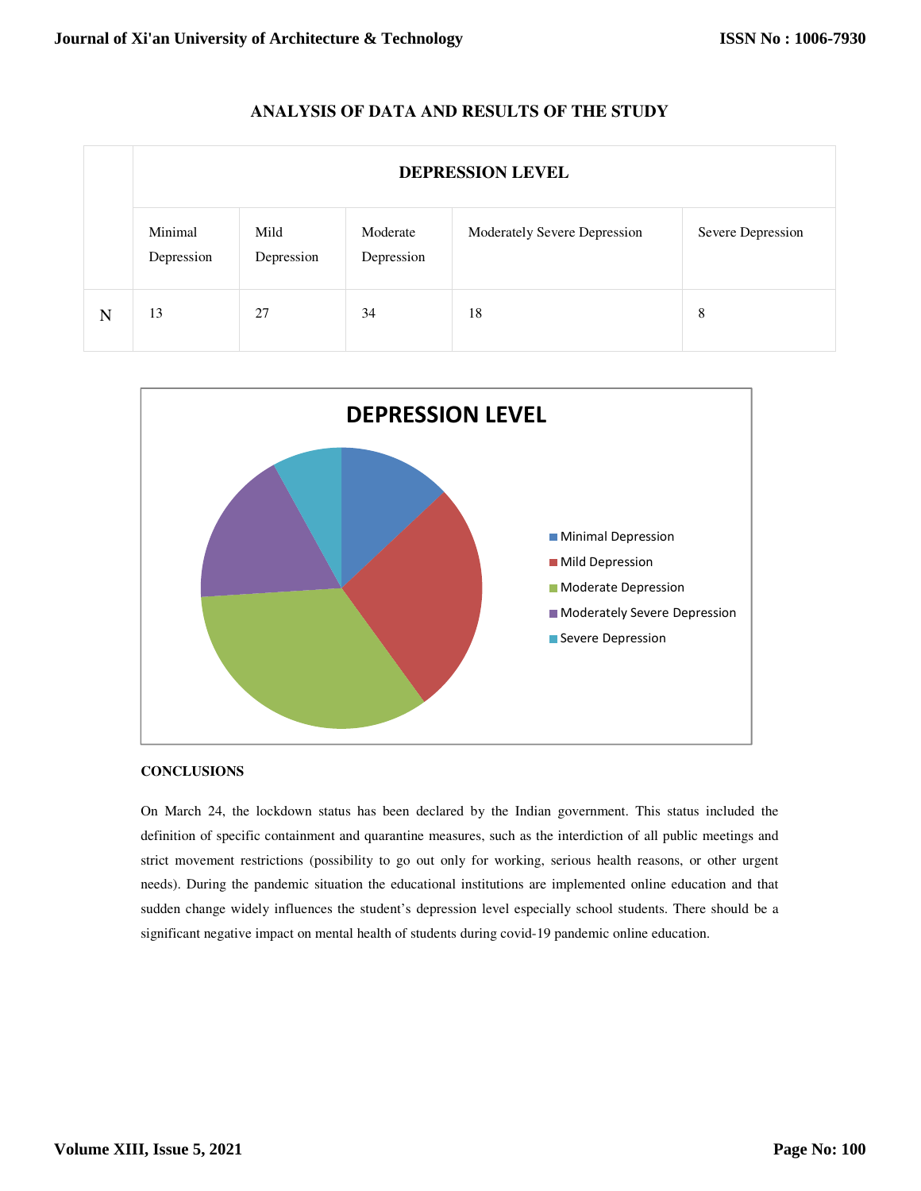## ANALYSIS OF DATA AND RESULTS OF THE STUDY

| | DEPRESSION LEVEL | | | | |
|---|---|---|---|---|---|
| | Minimal Depression | Mild Depression | Moderate Depression | Moderately Severe Depression | Severe Depression |
| N | 13 | 27 | 34 | 18 | 8 |

**CONCLUSIONS**

On March 24, the lockdown status has been declared by the Indian government. This status included the definition of specific containment and quarantine measures, such as the interdiction of all public meetings and strict movement restrictions (possibility to go out only for working, serious health reasons, or other urgent needs). During the pandemic situation the educational institutions are implemented online education and that sudden change widely influences the student's depression level especially school students. There should be a significant negative impact on mental health of students during covid-19 pandemic online education.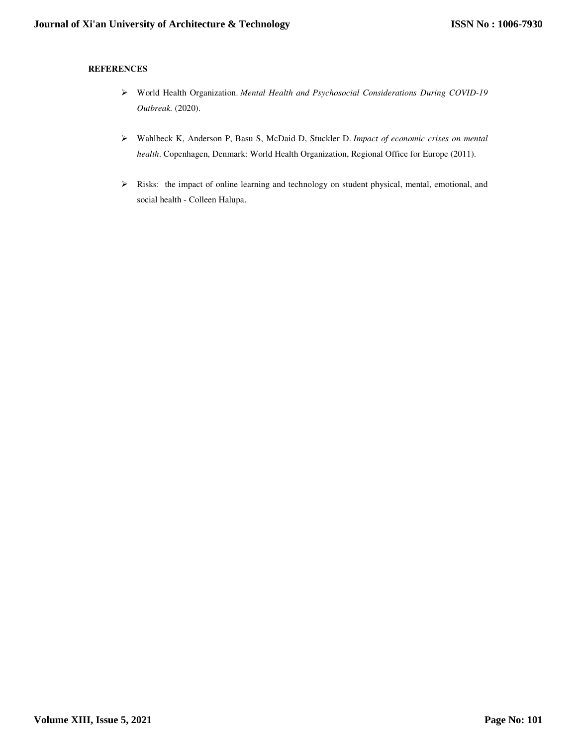**REFERENCES**

- World Health Organization. *Mental Health and Psychosocial Considerations During COVID-19 Outbreak.* (2020).

- Wahlbeck K, Anderson P, Basu S, McDaid D, Stuckler D. *Impact of economic crises on mental health*. Copenhagen, Denmark: World Health Organization, Regional Office for Europe (2011).

- Risks: the impact of online learning and technology on student physical, mental, emotional, and social health - Colleen Halupa.